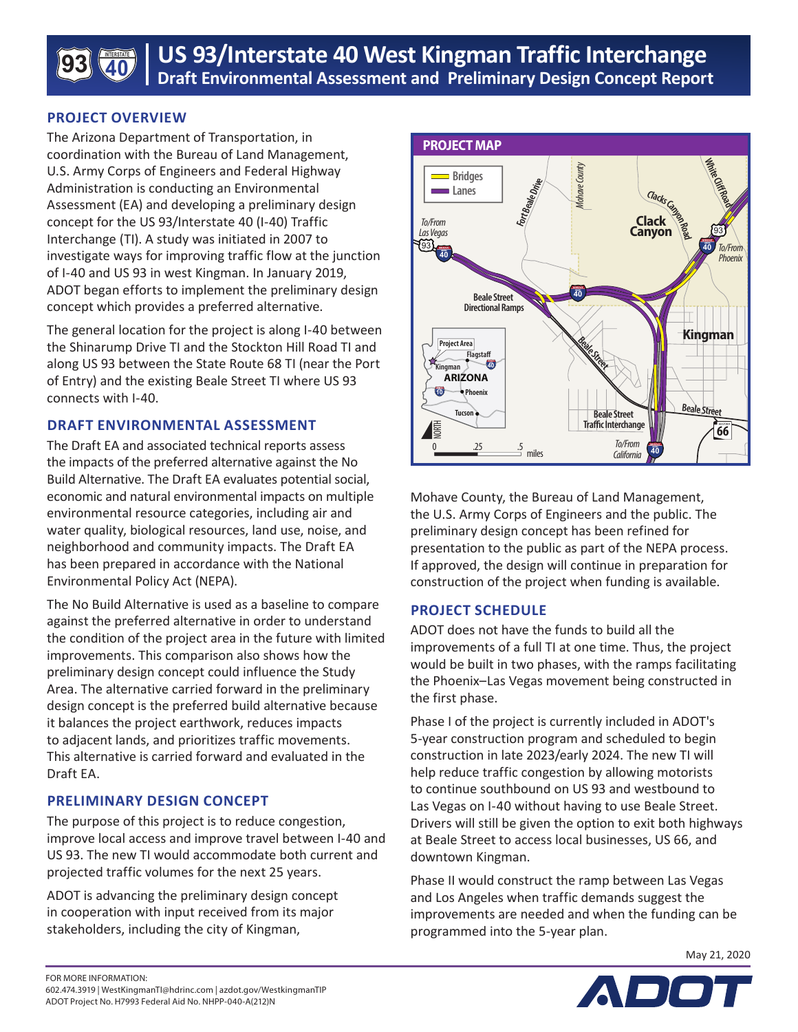# US 93/Interstate 40 West Kingman Traffic Interchange

## Draft Environmental Assessment and Preliminary Design Concept Report

### PROJECT OVERVIEW

The Arizona Department of Transportation, in coordination with the Bureau of Land Management, U.S. Army Corps of Engineers and Federal Highway Administration is conducting an Environmental Assessment (EA) and developing a preliminary design concept for the US 93/Interstate 40 (I-40) Traffic Interchange (TI). A study was initiated in 2007 to investigate ways for improving traffic flow at the junction of I-40 and US 93 in west Kingman. In January 2019, ADOT began efforts to implement the preliminary design concept which provides a preferred alternative.

The general location for the project is along I-40 between the Shinarump Drive TI and the Stockton Hill Road TI and along US 93 between the State Route 68 TI (near the Port of Entry) and the existing Beale Street TI where US 93 connects with I-40.

### DRAFT ENVIRONMENTAL ASSESSMENT

The Draft EA and associated technical reports assess the impacts of the preferred alternative against the No Build Alternative. The Draft EA evaluates potential social, economic and natural environmental impacts on multiple environmental resource categories, including air and water quality, biological resources, land use, noise, and neighborhood and community impacts. The Draft EA has been prepared in accordance with the National Environmental Policy Act (NEPA).

The No Build Alternative is used as a baseline to compare against the preferred alternative in order to understand the condition of the project area in the future with limited improvements. This comparison also shows how the preliminary design concept could influence the Study Area. The alternative carried forward in the preliminary design concept is the preferred build alternative because it balances the project earthwork, reduces impacts to adjacent lands, and prioritizes traffic movements. This alternative is carried forward and evaluated in the Draft EA.

### PRELIMINARY DESIGN CONCEPT

The purpose of this project is to reduce congestion, improve local access and improve travel between I-40 and US 93. The new TI would accommodate both current and projected traffic volumes for the next 25 years.

ADOT is advancing the preliminary design concept in cooperation with input received from its major stakeholders, including the city of Kingman, Mohave County, the Bureau of Land Management, the U.S. Army Corps of Engineers and the public. The preliminary design concept has been refined for presentation to the public as part of the NEPA process. If approved, the design will continue in preparation for construction of the project when funding is available.

### PROJECT MAP

Bridges
Lanes

To/From Las Vegas · Fort Beale Drive · Mohave County · Clacks Canyon Road · White Cliff Road · Clack Canyon · To/From Phoenix · Beale Street Directional Ramps · Kingman · Beale Street · Beale Street Traffic Interchange · To/From California · Project Area · Flagstaff · Kingman · ARIZONA · Phoenix · Tucson · NORTH · 0 · .25 · .5 miles

### PROJECT SCHEDULE

ADOT does not have the funds to build all the improvements of a full TI at one time. Thus, the project would be built in two phases, with the ramps facilitating the Phoenix–Las Vegas movement being constructed in the first phase.

Phase I of the project is currently included in ADOT's 5-year construction program and scheduled to begin construction in late 2023/early 2024. The new TI will help reduce traffic congestion by allowing motorists to continue southbound on US 93 and westbound to Las Vegas on I-40 without having to use Beale Street. Drivers will still be given the option to exit both highways at Beale Street to access local businesses, US 66, and downtown Kingman.

Phase II would construct the ramp between Las Vegas and Los Angeles when traffic demands suggest the improvements are needed and when the funding can be programmed into the 5-year plan.

May 21, 2020

FOR MORE INFORMATION:
602.474.3919 | WestKingmanTI@hdrinc.com | azdot.gov/WestkingmanTIP
ADOT Project No. H7993 Federal Aid No. NHPP-040-A(212)N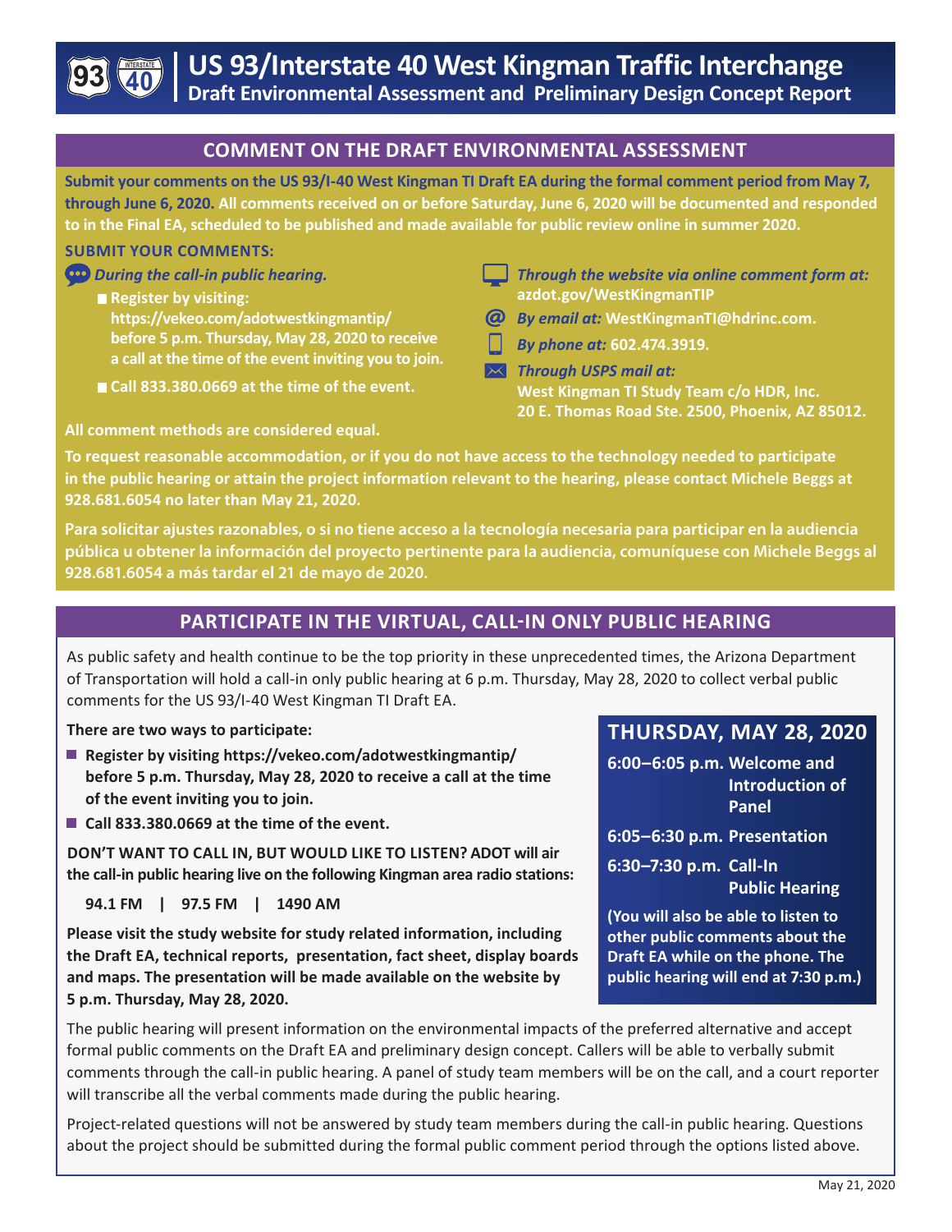# US 93/Interstate 40 West Kingman Traffic Interchange

**Draft Environmental Assessment and Preliminary Design Concept Report**

## COMMENT ON THE DRAFT ENVIRONMENTAL ASSESSMENT

**Submit your comments on the US 93/I-40 West Kingman TI Draft EA during the formal comment period from May 7, through June 6, 2020.** All comments received on or before Saturday, June 6, 2020 will be documented and responded to in the Final EA, scheduled to be published and made available for public review online in summer 2020.

### SUBMIT YOUR COMMENTS:

*During the call-in public hearing.*

- Register by visiting: https://vekeo.com/adotwestkingmantip/ before 5 p.m. Thursday, May 28, 2020 to receive a call at the time of the event inviting you to join.
- Call 833.380.0669 at the time of the event.

*Through the website via online comment form at:* azdot.gov/WestKingmanTIP

*By email at:* WestKingmanTI@hdrinc.com.

*By phone at:* 602.474.3919.

*Through USPS mail at:*
West Kingman TI Study Team c/o HDR, Inc.
20 E. Thomas Road Ste. 2500, Phoenix, AZ 85012.

All comment methods are considered equal.

To request reasonable accommodation, or if you do not have access to the technology needed to participate in the public hearing or attain the project information relevant to the hearing, please contact Michele Beggs at 928.681.6054 no later than May 21, 2020.

Para solicitar ajustes razonables, o si no tiene acceso a la tecnología necesaria para participar en la audiencia pública u obtener la información del proyecto pertinente para la audiencia, comuníquese con Michele Beggs al 928.681.6054 a más tardar el 21 de mayo de 2020.

## PARTICIPATE IN THE VIRTUAL, CALL-IN ONLY PUBLIC HEARING

As public safety and health continue to be the top priority in these unprecedented times, the Arizona Department of Transportation will hold a call-in only public hearing at 6 p.m. Thursday, May 28, 2020 to collect verbal public comments for the US 93/I-40 West Kingman TI Draft EA.

**There are two ways to participate:**

- **Register by visiting https://vekeo.com/adotwestkingmantip/ before 5 p.m. Thursday, May 28, 2020 to receive a call at the time of the event inviting you to join.**
- **Call 833.380.0669 at the time of the event.**

**DON'T WANT TO CALL IN, BUT WOULD LIKE TO LISTEN? ADOT will air the call-in public hearing live on the following Kingman area radio stations:**

**94.1 FM | 97.5 FM | 1490 AM**

**Please visit the study website for study related information, including the Draft EA, technical reports, presentation, fact sheet, display boards and maps. The presentation will be made available on the website by 5 p.m. Thursday, May 28, 2020.**

### THURSDAY, MAY 28, 2020

| | |
|---|---|
| 6:00–6:05 p.m. | Welcome and Introduction of Panel |
| 6:05–6:30 p.m. | Presentation |
| 6:30–7:30 p.m. | Call-In Public Hearing |

**(You will also be able to listen to other public comments about the Draft EA while on the phone. The public hearing will end at 7:30 p.m.)**

The public hearing will present information on the environmental impacts of the preferred alternative and accept formal public comments on the Draft EA and preliminary design concept. Callers will be able to verbally submit comments through the call-in public hearing. A panel of study team members will be on the call, and a court reporter will transcribe all the verbal comments made during the public hearing.

Project-related questions will not be answered by study team members during the call-in public hearing. Questions about the project should be submitted during the formal public comment period through the options listed above.

May 21, 2020